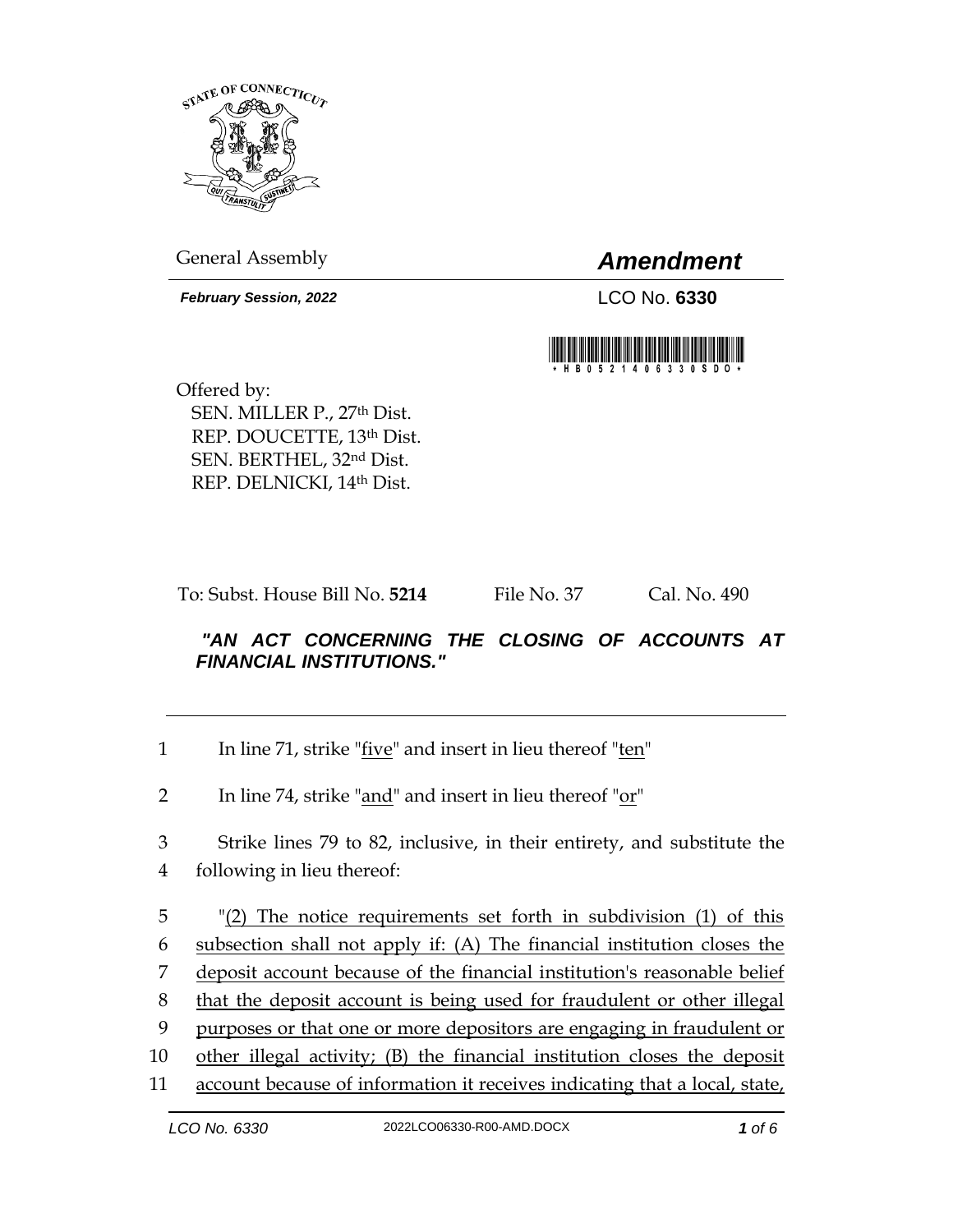STATE OF CONNECTICUT

General Assembly

# *Amendment*

***February Session, 2022***

LCO No. **6330**

\*HB05214 06330SDO\*

Offered by:
SEN. MILLER P., 27th Dist.
REP. DOUCETTE, 13th Dist.
SEN. BERTHEL, 32nd Dist.
REP. DELNICKI, 14th Dist.

To: Subst. House Bill No. **5214** File No. 37 Cal. No. 490

***"AN ACT CONCERNING THE CLOSING OF ACCOUNTS AT FINANCIAL INSTITUTIONS."***

1 In line 71, strike "five" and insert in lieu thereof "ten"

2 In line 74, strike "and" and insert in lieu thereof "or"

3 Strike lines 79 to 82, inclusive, in their entirety, and substitute the
4 following in lieu thereof:

5 "(2) The notice requirements set forth in subdivision (1) of this
6 subsection shall not apply if: (A) The financial institution closes the
7 deposit account because of the financial institution's reasonable belief
8 that the deposit account is being used for fraudulent or other illegal
9 purposes or that one or more depositors are engaging in fraudulent or
10 other illegal activity; (B) the financial institution closes the deposit
11 account because of information it receives indicating that a local, state,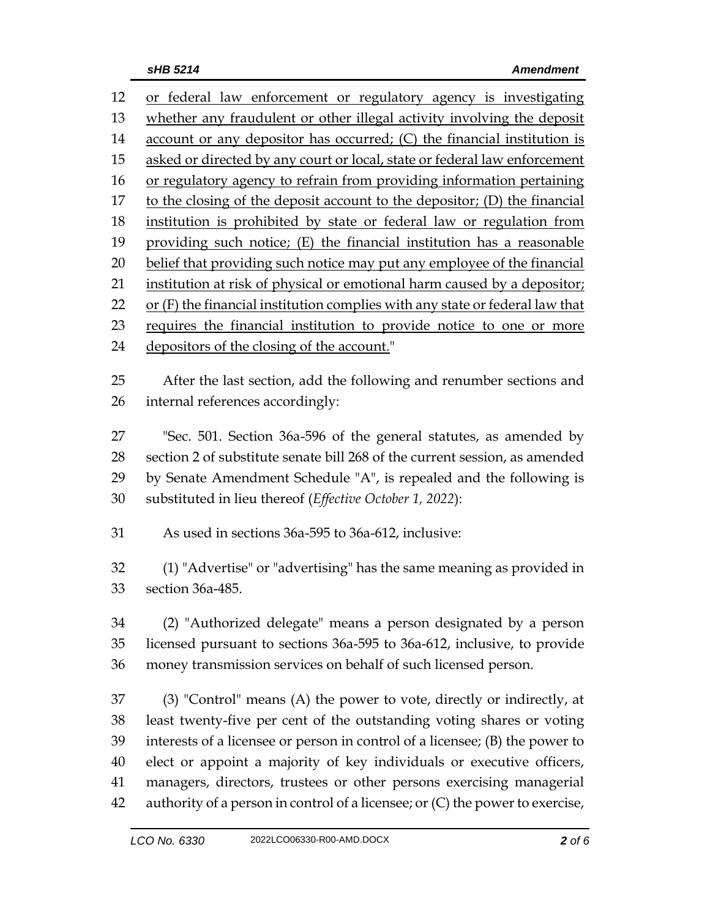or federal law enforcement or regulatory agency is investigating whether any fraudulent or other illegal activity involving the deposit account or any depositor has occurred; (C) the financial institution is asked or directed by any court or local, state or federal law enforcement or regulatory agency to refrain from providing information pertaining to the closing of the deposit account to the depositor; (D) the financial institution is prohibited by state or federal law or regulation from providing such notice; (E) the financial institution has a reasonable belief that providing such notice may put any employee of the financial institution at risk of physical or emotional harm caused by a depositor; or (F) the financial institution complies with any state or federal law that requires the financial institution to provide notice to one or more depositors of the closing of the account."

After the last section, add the following and renumber sections and internal references accordingly:

"Sec. 501. Section 36a-596 of the general statutes, as amended by section 2 of substitute senate bill 268 of the current session, as amended by Senate Amendment Schedule "A", is repealed and the following is substituted in lieu thereof (*Effective October 1, 2022*):

As used in sections 36a-595 to 36a-612, inclusive:

(1) "Advertise" or "advertising" has the same meaning as provided in section 36a-485.

(2) "Authorized delegate" means a person designated by a person licensed pursuant to sections 36a-595 to 36a-612, inclusive, to provide money transmission services on behalf of such licensed person.

(3) "Control" means (A) the power to vote, directly or indirectly, at least twenty-five per cent of the outstanding voting shares or voting interests of a licensee or person in control of a licensee; (B) the power to elect or appoint a majority of key individuals or executive officers, managers, directors, trustees or other persons exercising managerial authority of a person in control of a licensee; or (C) the power to exercise,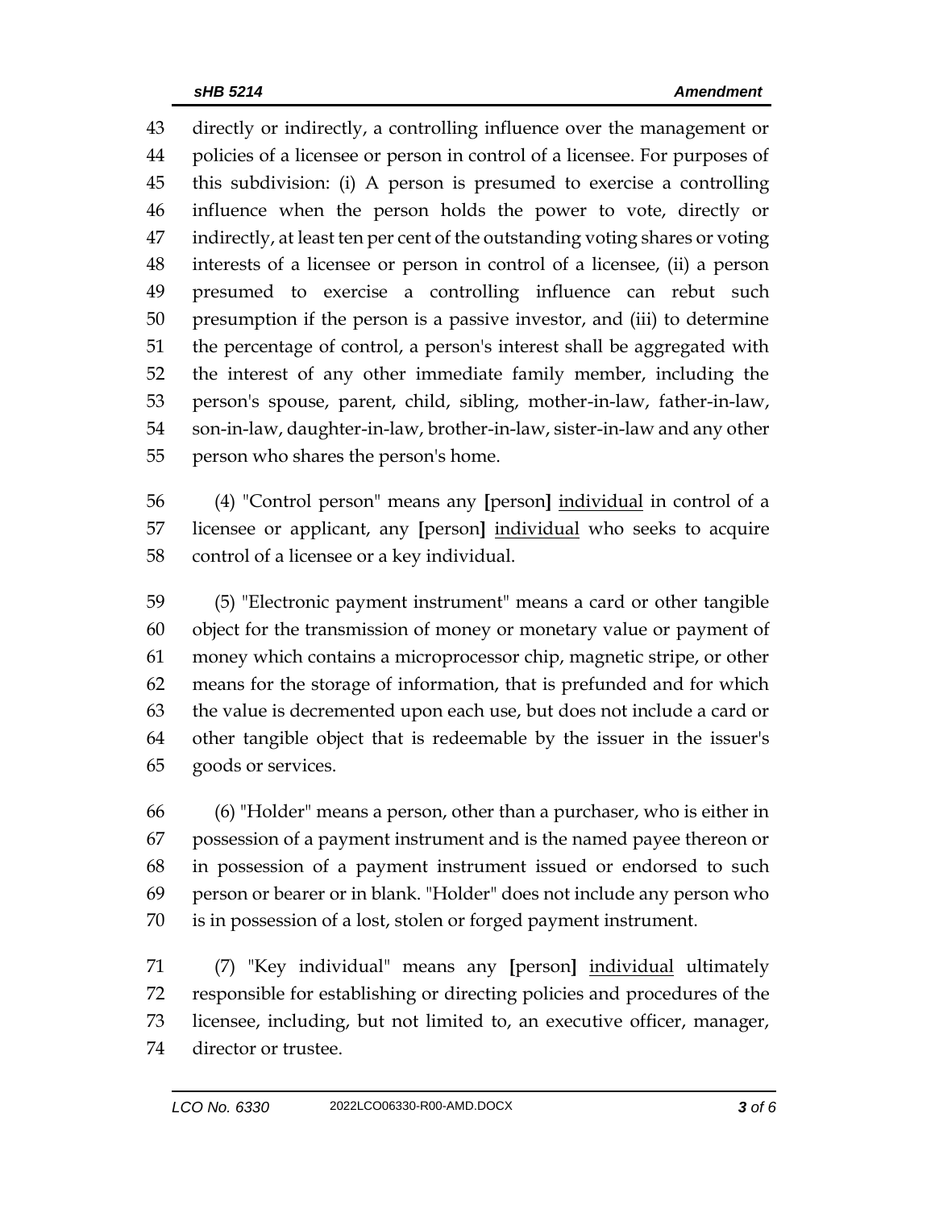43 directly or indirectly, a controlling influence over the management or
44 policies of a licensee or person in control of a licensee. For purposes of
45 this subdivision: (i) A person is presumed to exercise a controlling
46 influence when the person holds the power to vote, directly or
47 indirectly, at least ten per cent of the outstanding voting shares or voting
48 interests of a licensee or person in control of a licensee, (ii) a person
49 presumed to exercise a controlling influence can rebut such
50 presumption if the person is a passive investor, and (iii) to determine
51 the percentage of control, a person's interest shall be aggregated with
52 the interest of any other immediate family member, including the
53 person's spouse, parent, child, sibling, mother-in-law, father-in-law,
54 son-in-law, daughter-in-law, brother-in-law, sister-in-law and any other
55 person who shares the person's home.

56 (4) "Control person" means any **[**person**]** <u>individual</u> in control of a
57 licensee or applicant, any **[**person**]** <u>individual</u> who seeks to acquire
58 control of a licensee or a key individual.

59 (5) "Electronic payment instrument" means a card or other tangible
60 object for the transmission of money or monetary value or payment of
61 money which contains a microprocessor chip, magnetic stripe, or other
62 means for the storage of information, that is prefunded and for which
63 the value is decremented upon each use, but does not include a card or
64 other tangible object that is redeemable by the issuer in the issuer's
65 goods or services.

66 (6) "Holder" means a person, other than a purchaser, who is either in
67 possession of a payment instrument and is the named payee thereon or
68 in possession of a payment instrument issued or endorsed to such
69 person or bearer or in blank. "Holder" does not include any person who
70 is in possession of a lost, stolen or forged payment instrument.

71 (7) "Key individual" means any **[**person**]** <u>individual</u> ultimately
72 responsible for establishing or directing policies and procedures of the
73 licensee, including, but not limited to, an executive officer, manager,
74 director or trustee.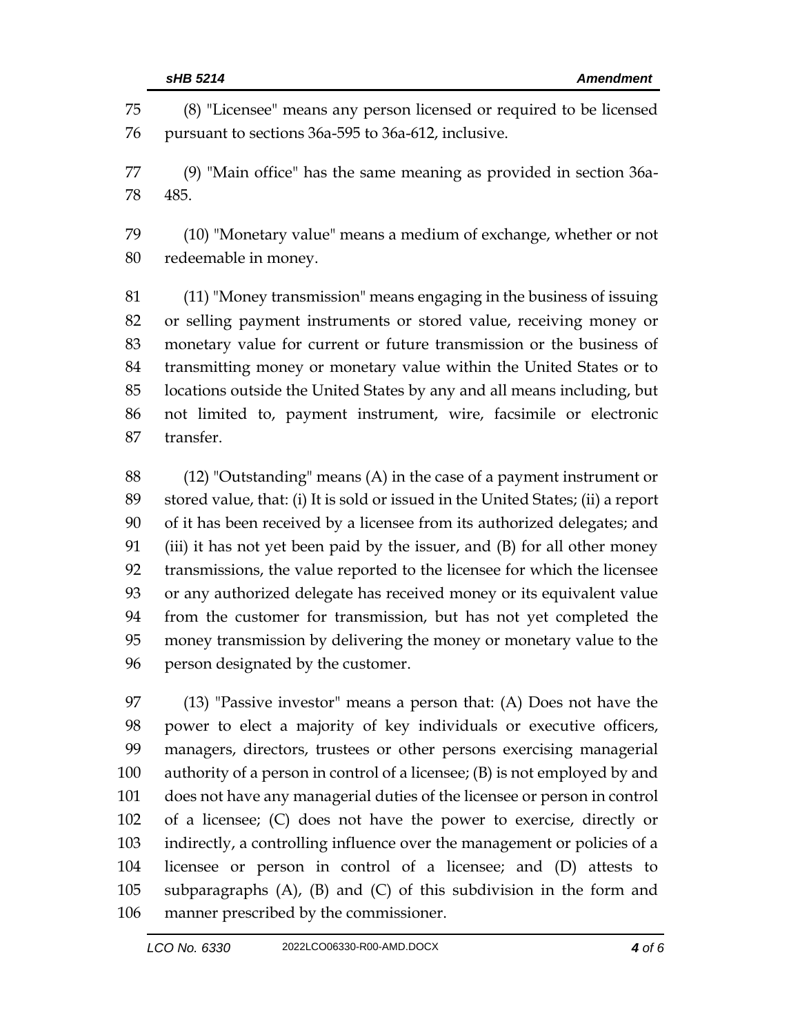(8) "Licensee" means any person licensed or required to be licensed pursuant to sections 36a-595 to 36a-612, inclusive.

(9) "Main office" has the same meaning as provided in section 36a-485.

(10) "Monetary value" means a medium of exchange, whether or not redeemable in money.

(11) "Money transmission" means engaging in the business of issuing or selling payment instruments or stored value, receiving money or monetary value for current or future transmission or the business of transmitting money or monetary value within the United States or to locations outside the United States by any and all means including, but not limited to, payment instrument, wire, facsimile or electronic transfer.

(12) "Outstanding" means (A) in the case of a payment instrument or stored value, that: (i) It is sold or issued in the United States; (ii) a report of it has been received by a licensee from its authorized delegates; and (iii) it has not yet been paid by the issuer, and (B) for all other money transmissions, the value reported to the licensee for which the licensee or any authorized delegate has received money or its equivalent value from the customer for transmission, but has not yet completed the money transmission by delivering the money or monetary value to the person designated by the customer.

(13) "Passive investor" means a person that: (A) Does not have the power to elect a majority of key individuals or executive officers, managers, directors, trustees or other persons exercising managerial authority of a person in control of a licensee; (B) is not employed by and does not have any managerial duties of the licensee or person in control of a licensee; (C) does not have the power to exercise, directly or indirectly, a controlling influence over the management or policies of a licensee or person in control of a licensee; and (D) attests to subparagraphs (A), (B) and (C) of this subdivision in the form and manner prescribed by the commissioner.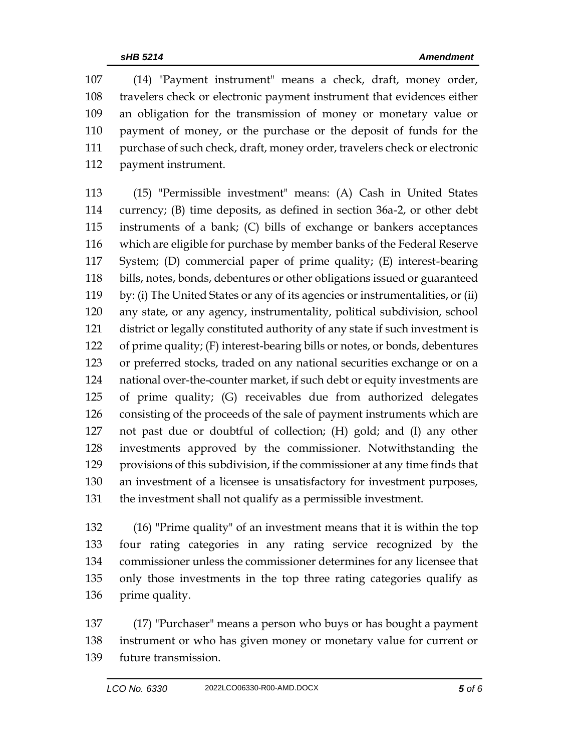(14) "Payment instrument" means a check, draft, money order, travelers check or electronic payment instrument that evidences either an obligation for the transmission of money or monetary value or payment of money, or the purchase or the deposit of funds for the purchase of such check, draft, money order, travelers check or electronic payment instrument.

(15) "Permissible investment" means: (A) Cash in United States currency; (B) time deposits, as defined in section 36a-2, or other debt instruments of a bank; (C) bills of exchange or bankers acceptances which are eligible for purchase by member banks of the Federal Reserve System; (D) commercial paper of prime quality; (E) interest-bearing bills, notes, bonds, debentures or other obligations issued or guaranteed by: (i) The United States or any of its agencies or instrumentalities, or (ii) any state, or any agency, instrumentality, political subdivision, school district or legally constituted authority of any state if such investment is of prime quality; (F) interest-bearing bills or notes, or bonds, debentures or preferred stocks, traded on any national securities exchange or on a national over-the-counter market, if such debt or equity investments are of prime quality; (G) receivables due from authorized delegates consisting of the proceeds of the sale of payment instruments which are not past due or doubtful of collection; (H) gold; and (I) any other investments approved by the commissioner. Notwithstanding the provisions of this subdivision, if the commissioner at any time finds that an investment of a licensee is unsatisfactory for investment purposes, the investment shall not qualify as a permissible investment.

(16) "Prime quality" of an investment means that it is within the top four rating categories in any rating service recognized by the commissioner unless the commissioner determines for any licensee that only those investments in the top three rating categories qualify as prime quality.

(17) "Purchaser" means a person who buys or has bought a payment instrument or who has given money or monetary value for current or future transmission.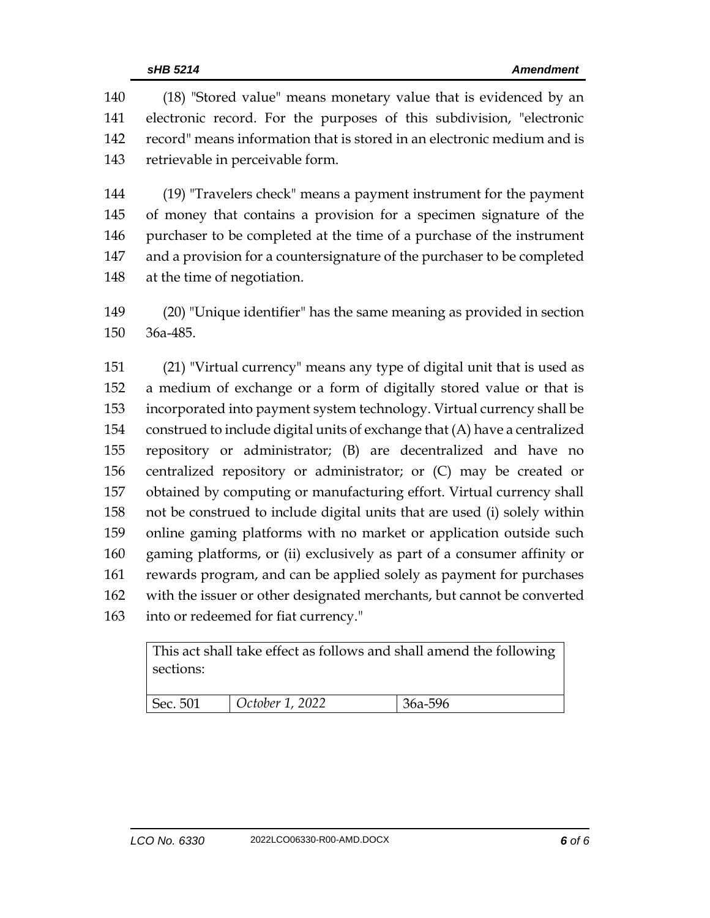(18) "Stored value" means monetary value that is evidenced by an electronic record. For the purposes of this subdivision, "electronic record" means information that is stored in an electronic medium and is retrievable in perceivable form.

(19) "Travelers check" means a payment instrument for the payment of money that contains a provision for a specimen signature of the purchaser to be completed at the time of a purchase of the instrument and a provision for a countersignature of the purchaser to be completed at the time of negotiation.

(20) "Unique identifier" has the same meaning as provided in section 36a-485.

(21) "Virtual currency" means any type of digital unit that is used as a medium of exchange or a form of digitally stored value or that is incorporated into payment system technology. Virtual currency shall be construed to include digital units of exchange that (A) have a centralized repository or administrator; (B) are decentralized and have no centralized repository or administrator; or (C) may be created or obtained by computing or manufacturing effort. Virtual currency shall not be construed to include digital units that are used (i) solely within online gaming platforms with no market or application outside such gaming platforms, or (ii) exclusively as part of a consumer affinity or rewards program, and can be applied solely as payment for purchases with the issuer or other designated merchants, but cannot be converted into or redeemed for fiat currency."

| This act shall take effect as follows and shall amend the following sections: | | |
|---|---|---|
| Sec. 501 | *October 1, 2022* | 36a-596 |